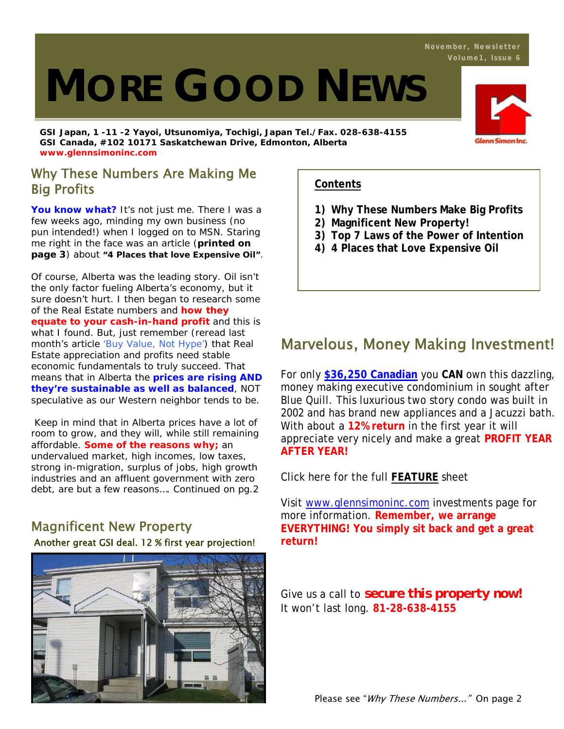November, Newsletter
Volume1, Issue 6

# MORE GOOD NEWS

**GSI Japan, 1 -11 -2 Yayoi, Utsunomiya, Tochigi, Japan Tel./Fax. 028-638-4155**
**GSI Canada, #102 10171 Saskatchewan Drive, Edmonton, Alberta**
**www.glennsimoninc.com**

Glenn Simon Inc.

## Why These Numbers Are Making Me Big Profits

**You know what?** It's not just me. There I was a few weeks ago, minding my own business (no pun intended!) when I logged on to MSN. Staring me right in the face was an article (**printed on page 3**) about **"4 Places that love Expensive Oil"**.

Of course, Alberta was the leading story. Oil isn't the only factor fueling Alberta's economy, but it sure doesn't hurt. I then began to research some of the Real Estate numbers and **how they equate to your cash-in-hand profit** and this is what I found. But, just remember (reread last month's article 'Buy Value, Not Hype') that Real Estate appreciation and profits need stable economic fundamentals to truly succeed. That means that in Alberta the **prices are rising AND they're sustainable as well as balanced**, NOT speculative as our Western neighbor tends to be.

Keep in mind that in Alberta prices have a lot of room to grow, and they will, while still remaining affordable. **Some of the reasons why;** an undervalued market, high incomes, low taxes, strong in-migration, surplus of jobs, high growth industries and an affluent government with zero debt, are but a few reasons…. Continued on pg.2

## Magnificent New Property

Another great GSI deal. 12 % first year projection!

**Contents**

1) **Why These Numbers Make Big Profits**
2) **Magnificent New Property!**
3) **Top 7 Laws of the Power of Intention**
4) **4 Places that Love Expensive Oil**

## Marvelous, Money Making Investment!

For only **$36,250 Canadian** you **CAN** own this dazzling, money making executive condominium in sought after Blue Quill. This luxurious two story condo was built in 2002 and has brand new appliances and a Jacuzzi bath. With about a **12% return** in the first year it will appreciate very nicely and make a great **PROFIT YEAR AFTER YEAR!**

Click here for the full **FEATURE** sheet

Visit www.glennsimoninc.com investments page for more information. **Remember, we arrange EVERYTHING! You simply sit back and get a great return!**

Give us a call to ***secure this property now!***
It won't last long. **81-28-638-4155**

Please see "*Why These Numbers…"* On page 2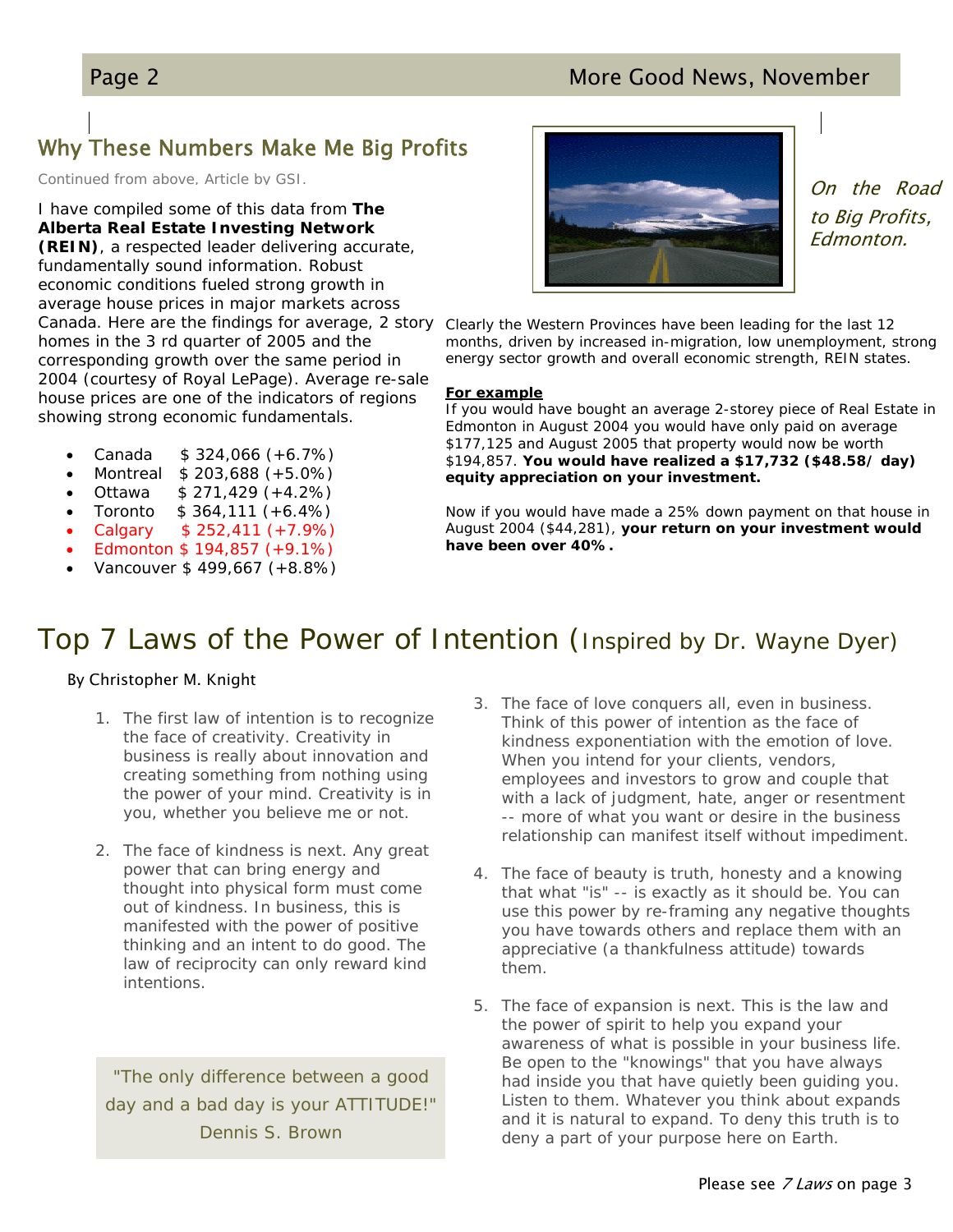## Why These Numbers Make Me Big Profits

Continued from above, Article by GSI.

I have compiled some of this data from **The Alberta Real Estate Investing Network (REIN)**, a respected leader delivering accurate, fundamentally sound information. Robust economic conditions fueled strong growth in average house prices in major markets across Canada. Here are the findings for average, 2 story homes in the 3 rd quarter of 2005 and the corresponding growth over the same period in 2004 (courtesy of Royal LePage). Average re-sale house prices are one of the indicators of regions showing strong economic fundamentals.

- Canada $ 324,066 (+6.7%)
- Montreal $ 203,688 (+5.0%)
- Ottawa $ 271,429 (+4.2%)
- Toronto $ 364,111 (+6.4%)
- Calgary $ 252,411 (+7.9%)
- Edmonton $ 194,857 (+9.1%)
- Vancouver $ 499,667 (+8.8%)

*On the Road to Big Profits, Edmonton.*

Clearly the Western Provinces have been leading for the last 12 months, driven by increased in-migration, low unemployment, strong energy sector growth and overall economic strength, REIN states.

**For example**

If you would have bought an average 2-storey piece of Real Estate in Edmonton in August 2004 you would have only paid on average $177,125 and August 2005 that property would now be worth $194,857. **You would have realized a $17,732 ($48.58/ day) equity appreciation on your investment.**

Now if you would have made a 25% down payment on that house in August 2004 ($44,281), **your return on your investment would have been over 40%.**

# Top 7 Laws of the Power of Intention (Inspired by Dr. Wayne Dyer)

By Christopher M. Knight

1. The first law of intention is to recognize the face of creativity. Creativity in business is really about innovation and creating something from nothing using the power of your mind. Creativity is in you, whether you believe me or not.

2. The face of kindness is next. Any great power that can bring energy and thought into physical form must come out of kindness. In business, this is manifested with the power of positive thinking and an intent to do good. The law of reciprocity can only reward kind intentions.

> "The only difference between a good day and a bad day is your ATTITUDE!"
> Dennis S. Brown

3. The face of love conquers all, even in business. Think of this power of intention as the face of kindness exponentiation with the emotion of love. When you intend for your clients, vendors, employees and investors to grow and couple that with a lack of judgment, hate, anger or resentment -- more of what you want or desire in the business relationship can manifest itself without impediment.

4. The face of beauty is truth, honesty and a knowing that what "is" -- is exactly as it should be. You can use this power by re-framing any negative thoughts you have towards others and replace them with an appreciative (a thankfulness attitude) towards them.

5. The face of expansion is next. This is the law and the power of spirit to help you expand your awareness of what is possible in your business life. Be open to the "knowings" that you have always had inside you that have quietly been guiding you. Listen to them. Whatever you think about expands and it is natural to expand. To deny this truth is to deny a part of your purpose here on Earth.

Please see *7 Laws* on page 3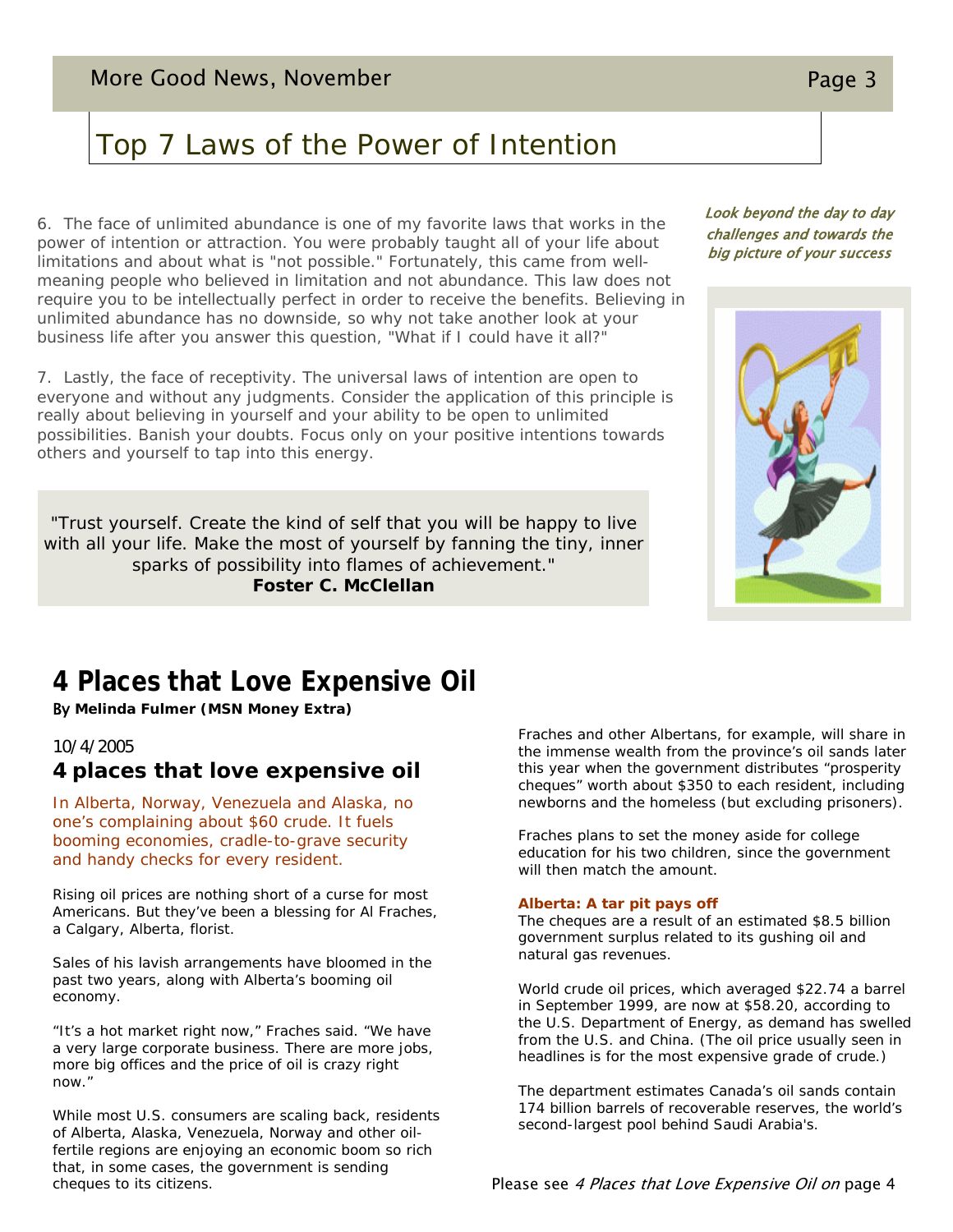# Top 7 Laws of the Power of Intention

6. The face of unlimited abundance is one of my favorite laws that works in the power of intention or attraction. You were probably taught all of your life about limitations and about what is "not possible." Fortunately, this came from well-meaning people who believed in limitation and not abundance. This law does not require you to be intellectually perfect in order to receive the benefits. Believing in unlimited abundance has no downside, so why not take another look at your business life after you answer this question, "What if I could have it all?"

7. Lastly, the face of receptivity. The universal laws of intention are open to everyone and without any judgments. Consider the application of this principle is really about believing in yourself and your ability to be open to unlimited possibilities. Banish your doubts. Focus only on your positive intentions towards others and yourself to tap into this energy.

*Look beyond the day to day challenges and towards the big picture of your success*

"Trust yourself. Create the kind of self that you will be happy to live with all your life. Make the most of yourself by fanning the tiny, inner sparks of possibility into flames of achievement."
**Foster C. McClellan**

# 4 Places that Love Expensive Oil

By **Melinda Fulmer (MSN Money Extra)**

10/4/2005

## 4 places that love expensive oil

In Alberta, Norway, Venezuela and Alaska, no one's complaining about $60 crude. It fuels booming economies, cradle-to-grave security and handy checks for every resident.

Rising oil prices are nothing short of a curse for most Americans. But they've been a blessing for Al Fraches, a Calgary, Alberta, florist.

Sales of his lavish arrangements have bloomed in the past two years, along with Alberta's booming oil economy.

"It's a hot market right now," Fraches said. "We have a very large corporate business. There are more jobs, more big offices and the price of oil is crazy right now."

While most U.S. consumers are scaling back, residents of Alberta, Alaska, Venezuela, Norway and other oil-fertile regions are enjoying an economic boom so rich that, in some cases, the government is sending cheques to its citizens.

Fraches and other Albertans, for example, will share in the immense wealth from the province's oil sands later this year when the government distributes "prosperity cheques" worth about $350 to each resident, including newborns and the homeless (but excluding prisoners).

Fraches plans to set the money aside for college education for his two children, since the government will then match the amount.

**Alberta: A tar pit pays off**

The cheques are a result of an estimated $8.5 billion government surplus related to its gushing oil and natural gas revenues.

World crude oil prices, which averaged $22.74 a barrel in September 1999, are now at $58.20, according to the U.S. Department of Energy, as demand has swelled from the U.S. and China. (The oil price usually seen in headlines is for the most expensive grade of crude.)

The department estimates Canada's oil sands contain 174 billion barrels of recoverable reserves, the world's second-largest pool behind Saudi Arabia's.

Please see *4 Places that Love Expensive Oil on* page 4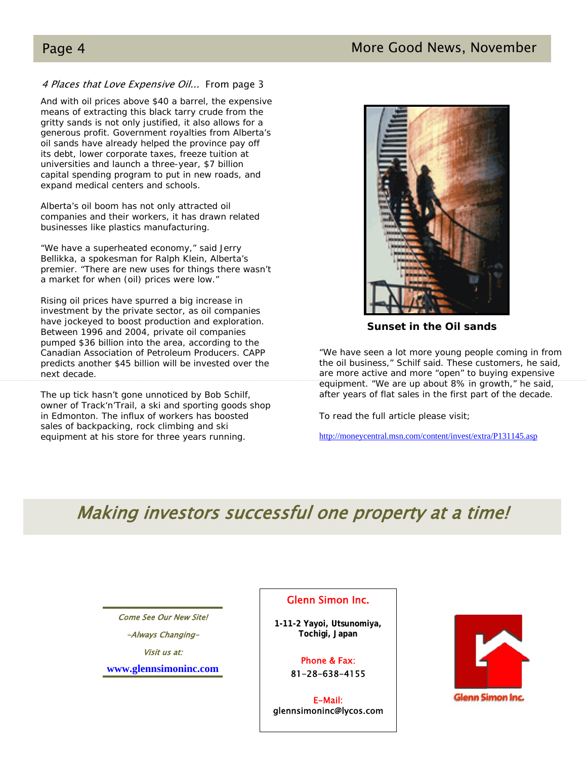*4 Places that Love Expensive Oil...* From page 3

And with oil prices above $40 a barrel, the expensive means of extracting this black tarry crude from the gritty sands is not only justified, it also allows for a generous profit. Government royalties from Alberta's oil sands have already helped the province pay off its debt, lower corporate taxes, freeze tuition at universities and launch a three-year, $7 billion capital spending program to put in new roads, and expand medical centers and schools.

Alberta's oil boom has not only attracted oil companies and their workers, it has drawn related businesses like plastics manufacturing.

"We have a superheated economy," said Jerry Bellikka, a spokesman for Ralph Klein, Alberta's premier. "There are new uses for things there wasn't a market for when (oil) prices were low."

Rising oil prices have spurred a big increase in investment by the private sector, as oil companies have jockeyed to boost production and exploration. Between 1996 and 2004, private oil companies pumped $36 billion into the area, according to the Canadian Association of Petroleum Producers. CAPP predicts another $45 billion will be invested over the next decade.

The up tick hasn't gone unnoticed by Bob Schilf, owner of Track'n'Trail, a ski and sporting goods shop in Edmonton. The influx of workers has boosted sales of backpacking, rock climbing and ski equipment at his store for three years running.

**Sunset in the Oil sands**

"We have seen a lot more young people coming in from the oil business," Schilf said. These customers, he said, are more active and more "open" to buying expensive equipment. "We are up about 8% in growth," he said, after years of flat sales in the first part of the decade.

To read the full article please visit;

http://moneycentral.msn.com/content/invest/extra/P131145.asp

## *Making investors successful one property at a time!*

*Come See Our New Site!*

*-Always Changing-*

*Visit us at:*

**www.glennsimoninc.com**

Glenn Simon Inc.

**1-11-2 Yayoi, Utsunomiya, Tochigi, Japan**

Phone & Fax:
81-28-638-4155

E-Mail:
glennsimoninc@lycos.com

Glenn Simon Inc.